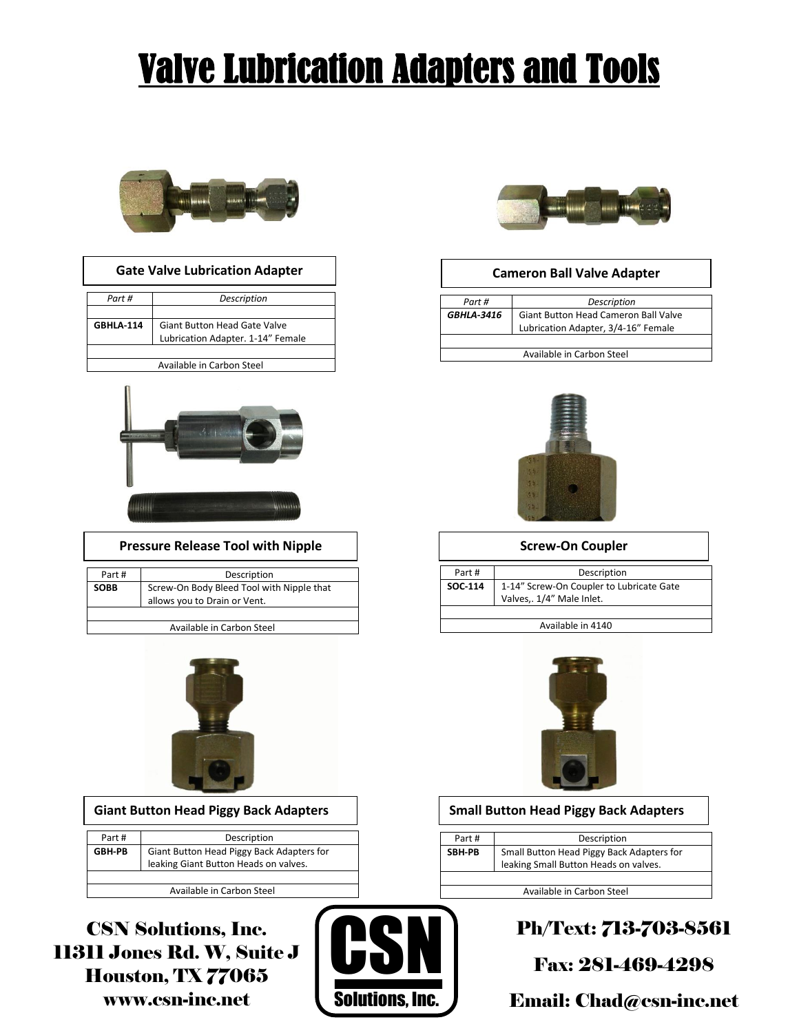# Valve Lubrication Adapters and Tools

## Gate Valve Lubrication Adapter

| Part # | Description |
|---|---|
| | |
| GBHLA-114 | Giant Button Head Gate Valve Lubrication Adapter. 1-14" Female |
| | |
| Available in Carbon Steel | |

## Cameron Ball Valve Adapter

| Part # | Description |
|---|---|
| *GBHLA-3416* | Giant Button Head Cameron Ball Valve Lubrication Adapter, 3/4-16" Female |
| | |
| Available in Carbon Steel | |

## Pressure Release Tool with Nipple

| Part # | Description |
|---|---|
| SOBB | Screw-On Body Bleed Tool with Nipple that allows you to Drain or Vent. |
| | |
| Available in Carbon Steel | |

## Screw-On Coupler

| Part # | Description |
|---|---|
| SOC-114 | 1-14" Screw-On Coupler to Lubricate Gate Valves,. 1/4" Male Inlet. |
| | |
| Available in 4140 | |

## Giant Button Head Piggy Back Adapters

| Part # | Description |
|---|---|
| GBH-PB | Giant Button Head Piggy Back Adapters for leaking Giant Button Heads on valves. |
| | |
| Available in Carbon Steel | |

## Small Button Head Piggy Back Adapters

| Part # | Description |
|---|---|
| SBH-PB | Small Button Head Piggy Back Adapters for leaking Small Button Heads on valves. |
| | |
| Available in Carbon Steel | |

**CSN Solutions, Inc.**
**11311 Jones Rd. W, Suite J**
**Houston, TX 77065**
**www.csn-inc.net**

CSN Solutions, Inc.

**Ph/Text: 713-703-8561**

**Fax: 281-469-4298**

**Email: Chad@csn-inc.net**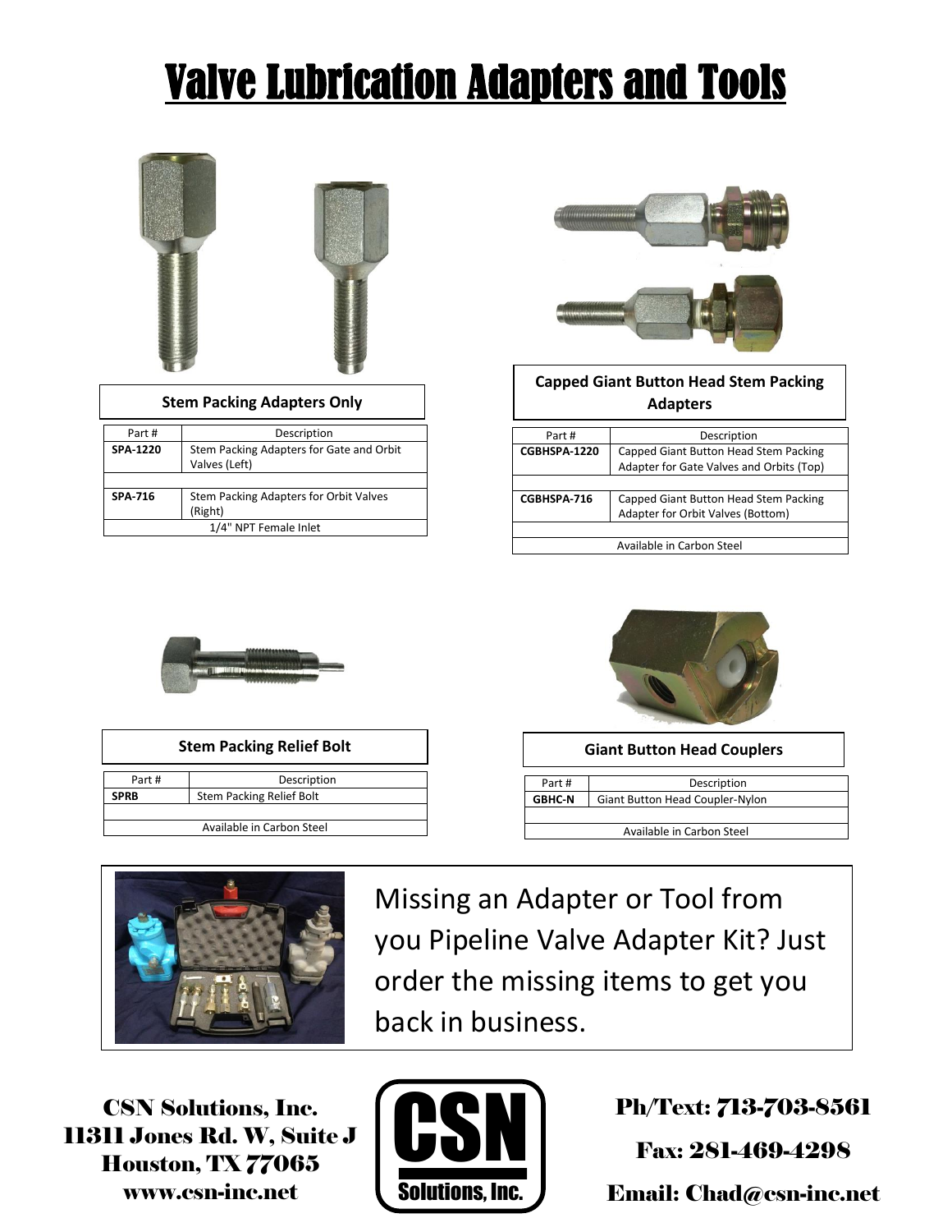# Valve Lubrication Adapters and Tools

## Stem Packing Adapters Only

| Part # | Description |
|---|---|
| SPA-1220 | Stem Packing Adapters for Gate and Orbit Valves (Left) |
| | |
| SPA-716 | Stem Packing Adapters for Orbit Valves (Right) |
| 1/4" NPT Female Inlet | |

## Capped Giant Button Head Stem Packing Adapters

| Part # | Description |
|---|---|
| CGBHSPA-1220 | Capped Giant Button Head Stem Packing Adapter for Gate Valves and Orbits (Top) |
| | |
| CGBHSPA-716 | Capped Giant Button Head Stem Packing Adapter for Orbit Valves (Bottom) |
| | |
| Available in Carbon Steel | |

## Stem Packing Relief Bolt

| Part # | Description |
|---|---|
| SPRB | Stem Packing Relief Bolt |
| | |
| Available in Carbon Steel | |

## Giant Button Head Couplers

| Part # | Description |
|---|---|
| GBHC-N | Giant Button Head Coupler-Nylon |
| | |
| Available in Carbon Steel | |

Missing an Adapter or Tool from you Pipeline Valve Adapter Kit? Just order the missing items to get you back in business.

**CSN Solutions, Inc.**
11311 Jones Rd. W, Suite J
Houston, TX 77065
www.csn-inc.net

CSN Solutions, Inc.

Ph/Text: 713-703-8561
Fax: 281-469-4298
Email: Chad@csn-inc.net